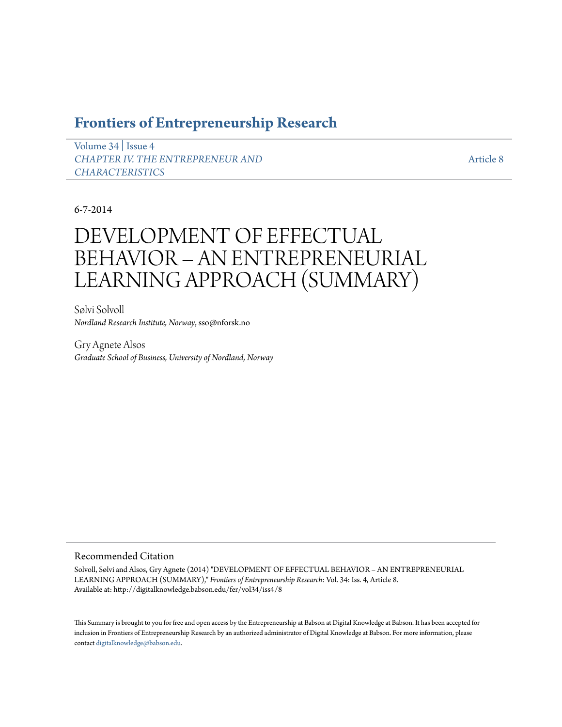# Frontiers of Entrepreneurship Research

Volume 34 | Issue 4
*CHAPTER IV. THE ENTREPRENEUR AND CHARACTERISTICS*

Article 8

6-7-2014

# DEVELOPMENT OF EFFECTUAL BEHAVIOR – AN ENTREPRENEURIAL LEARNING APPROACH (SUMMARY)

Sølvi Solvoll
*Nordland Research Institute, Norway*, sso@nforsk.no

Gry Agnete Alsos
*Graduate School of Business, University of Nordland, Norway*

## Recommended Citation

Solvoll, Sølvi and Alsos, Gry Agnete (2014) "DEVELOPMENT OF EFFECTUAL BEHAVIOR – AN ENTREPRENEURIAL LEARNING APPROACH (SUMMARY)," *Frontiers of Entrepreneurship Research*: Vol. 34: Iss. 4, Article 8.
Available at: http://digitalknowledge.babson.edu/fer/vol34/iss4/8

This Summary is brought to you for free and open access by the Entrepreneurship at Babson at Digital Knowledge at Babson. It has been accepted for inclusion in Frontiers of Entrepreneurship Research by an authorized administrator of Digital Knowledge at Babson. For more information, please contact digitalknowledge@babson.edu.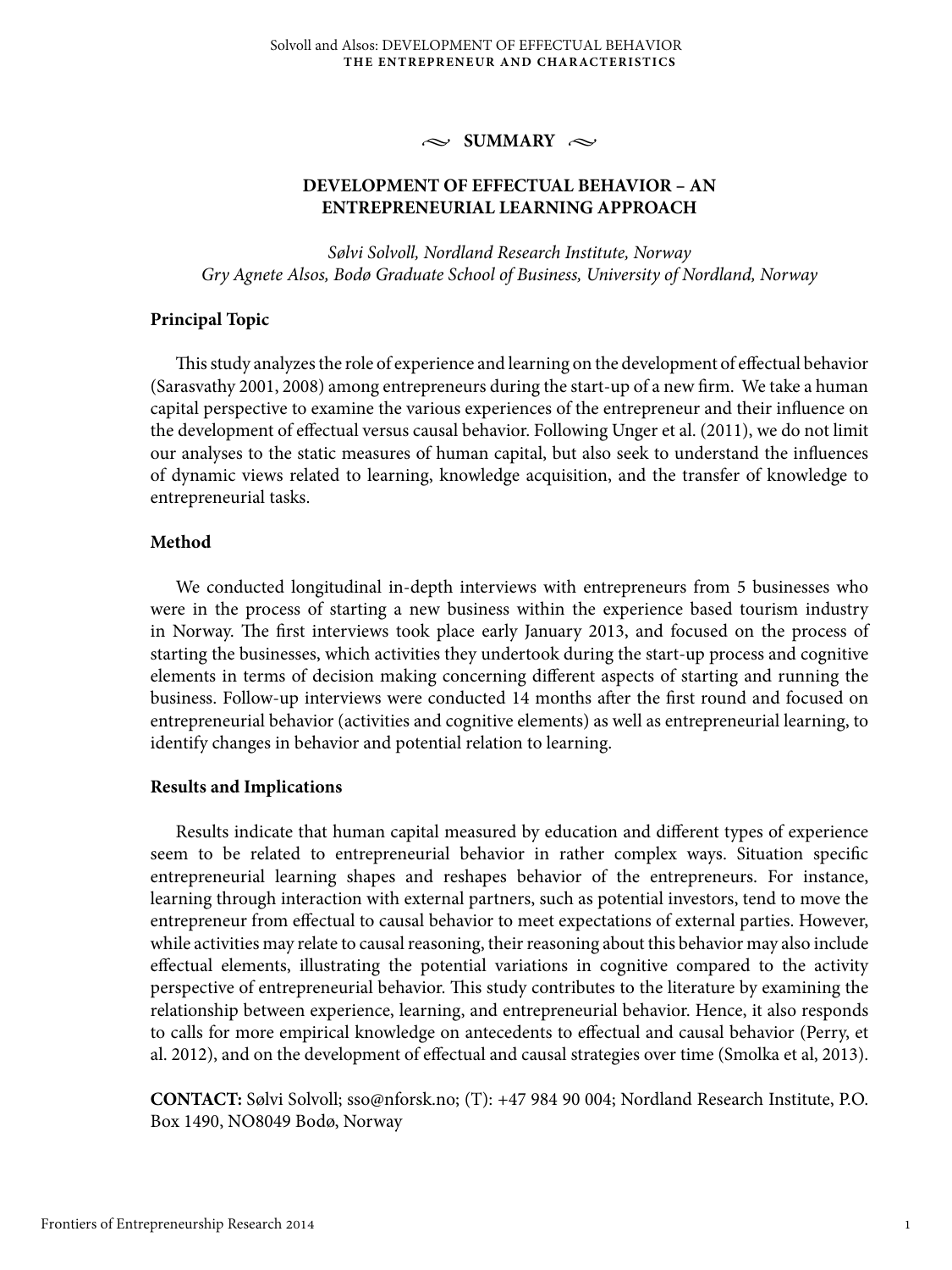## SUMMARY

## DEVELOPMENT OF EFFECTUAL BEHAVIOR – AN ENTREPRENEURIAL LEARNING APPROACH

*Sølvi Solvoll, Nordland Research Institute, Norway*
*Gry Agnete Alsos, Bodø Graduate School of Business, University of Nordland, Norway*

### Principal Topic

This study analyzes the role of experience and learning on the development of effectual behavior (Sarasvathy 2001, 2008) among entrepreneurs during the start-up of a new firm. We take a human capital perspective to examine the various experiences of the entrepreneur and their influence on the development of effectual versus causal behavior. Following Unger et al. (2011), we do not limit our analyses to the static measures of human capital, but also seek to understand the influences of dynamic views related to learning, knowledge acquisition, and the transfer of knowledge to entrepreneurial tasks.

### Method

We conducted longitudinal in-depth interviews with entrepreneurs from 5 businesses who were in the process of starting a new business within the experience based tourism industry in Norway. The first interviews took place early January 2013, and focused on the process of starting the businesses, which activities they undertook during the start-up process and cognitive elements in terms of decision making concerning different aspects of starting and running the business. Follow-up interviews were conducted 14 months after the first round and focused on entrepreneurial behavior (activities and cognitive elements) as well as entrepreneurial learning, to identify changes in behavior and potential relation to learning.

### Results and Implications

Results indicate that human capital measured by education and different types of experience seem to be related to entrepreneurial behavior in rather complex ways. Situation specific entrepreneurial learning shapes and reshapes behavior of the entrepreneurs. For instance, learning through interaction with external partners, such as potential investors, tend to move the entrepreneur from effectual to causal behavior to meet expectations of external parties. However, while activities may relate to causal reasoning, their reasoning about this behavior may also include effectual elements, illustrating the potential variations in cognitive compared to the activity perspective of entrepreneurial behavior. This study contributes to the literature by examining the relationship between experience, learning, and entrepreneurial behavior. Hence, it also responds to calls for more empirical knowledge on antecedents to effectual and causal behavior (Perry, et al. 2012), and on the development of effectual and causal strategies over time (Smolka et al, 2013).

**CONTACT:** Sølvi Solvoll; sso@nforsk.no; (T): +47 984 90 004; Nordland Research Institute, P.O. Box 1490, NO8049 Bodø, Norway